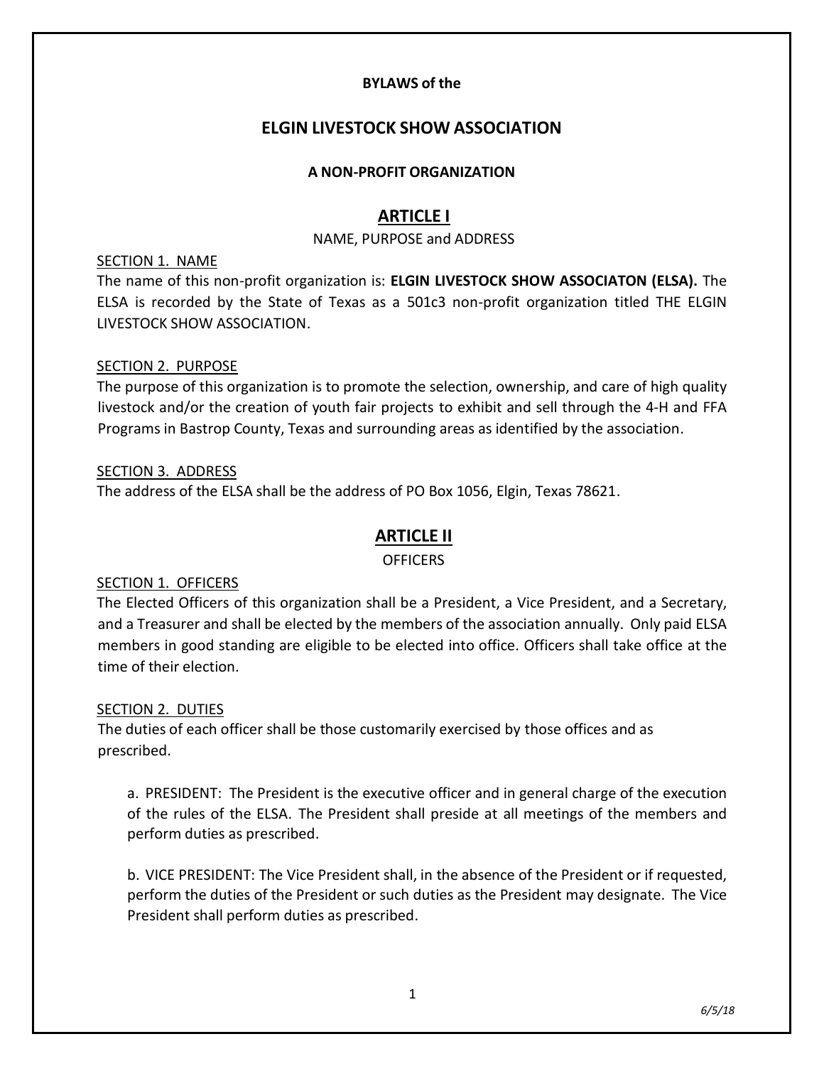**BYLAWS of the**

# ELGIN LIVESTOCK SHOW ASSOCIATION

**A NON-PROFIT ORGANIZATION**

## ARTICLE I

NAME, PURPOSE and ADDRESS

SECTION 1. NAME

The name of this non-profit organization is: **ELGIN LIVESTOCK SHOW ASSOCIATON (ELSA).** The ELSA is recorded by the State of Texas as a 501c3 non-profit organization titled THE ELGIN LIVESTOCK SHOW ASSOCIATION.

SECTION 2. PURPOSE

The purpose of this organization is to promote the selection, ownership, and care of high quality livestock and/or the creation of youth fair projects to exhibit and sell through the 4-H and FFA Programs in Bastrop County, Texas and surrounding areas as identified by the association.

SECTION 3. ADDRESS

The address of the ELSA shall be the address of PO Box 1056, Elgin, Texas 78621.

## ARTICLE II

OFFICERS

SECTION 1. OFFICERS

The Elected Officers of this organization shall be a President, a Vice President, and a Secretary, and a Treasurer and shall be elected by the members of the association annually. Only paid ELSA members in good standing are eligible to be elected into office. Officers shall take office at the time of their election.

SECTION 2. DUTIES

The duties of each officer shall be those customarily exercised by those offices and as prescribed.

a. PRESIDENT: The President is the executive officer and in general charge of the execution of the rules of the ELSA. The President shall preside at all meetings of the members and perform duties as prescribed.

b. VICE PRESIDENT: The Vice President shall, in the absence of the President or if requested, perform the duties of the President or such duties as the President may designate. The Vice President shall perform duties as prescribed.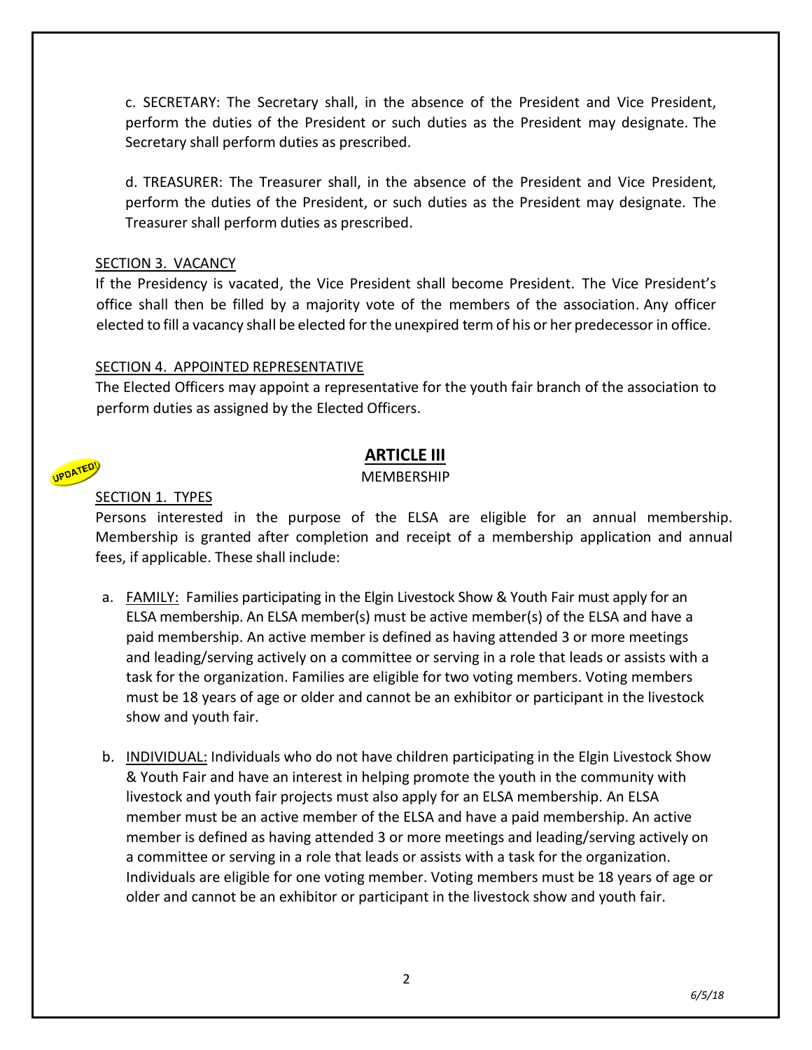c. SECRETARY: The Secretary shall, in the absence of the President and Vice President, perform the duties of the President or such duties as the President may designate. The Secretary shall perform duties as prescribed.

d. TREASURER: The Treasurer shall, in the absence of the President and Vice President, perform the duties of the President, or such duties as the President may designate. The Treasurer shall perform duties as prescribed.

SECTION 3. VACANCY

If the Presidency is vacated, the Vice President shall become President. The Vice President's office shall then be filled by a majority vote of the members of the association. Any officer elected to fill a vacancy shall be elected for the unexpired term of his or her predecessor in office.

SECTION 4. APPOINTED REPRESENTATIVE

The Elected Officers may appoint a representative for the youth fair branch of the association to perform duties as assigned by the Elected Officers.

## ARTICLE III

MEMBERSHIP

UPDATED!

SECTION 1. TYPES

Persons interested in the purpose of the ELSA are eligible for an annual membership. Membership is granted after completion and receipt of a membership application and annual fees, if applicable. These shall include:

a. FAMILY: Families participating in the Elgin Livestock Show & Youth Fair must apply for an ELSA membership. An ELSA member(s) must be active member(s) of the ELSA and have a paid membership. An active member is defined as having attended 3 or more meetings and leading/serving actively on a committee or serving in a role that leads or assists with a task for the organization. Families are eligible for two voting members. Voting members must be 18 years of age or older and cannot be an exhibitor or participant in the livestock show and youth fair.

b. INDIVIDUAL: Individuals who do not have children participating in the Elgin Livestock Show & Youth Fair and have an interest in helping promote the youth in the community with livestock and youth fair projects must also apply for an ELSA membership. An ELSA member must be an active member of the ELSA and have a paid membership. An active member is defined as having attended 3 or more meetings and leading/serving actively on a committee or serving in a role that leads or assists with a task for the organization. Individuals are eligible for one voting member. Voting members must be 18 years of age or older and cannot be an exhibitor or participant in the livestock show and youth fair.

*6/5/18*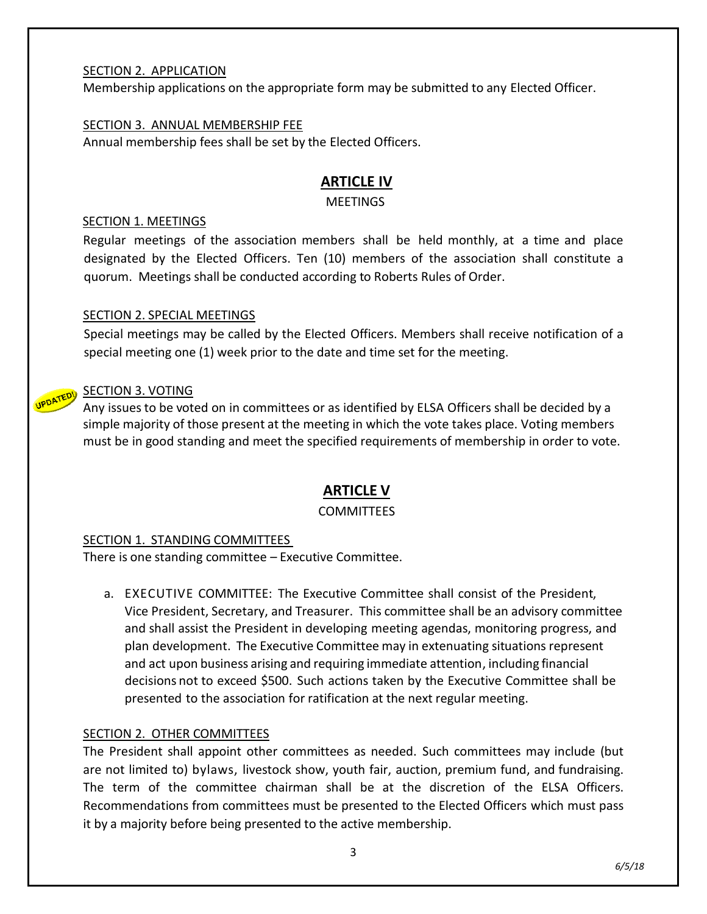SECTION 2. APPLICATION

Membership applications on the appropriate form may be submitted to any Elected Officer.

SECTION 3. ANNUAL MEMBERSHIP FEE

Annual membership fees shall be set by the Elected Officers.

## ARTICLE IV

MEETINGS

SECTION 1. MEETINGS

Regular meetings of the association members shall be held monthly, at a time and place designated by the Elected Officers. Ten (10) members of the association shall constitute a quorum. Meetings shall be conducted according to Roberts Rules of Order.

SECTION 2. SPECIAL MEETINGS

Special meetings may be called by the Elected Officers. Members shall receive notification of a special meeting one (1) week prior to the date and time set for the meeting.

UPDATED!

SECTION 3. VOTING

Any issues to be voted on in committees or as identified by ELSA Officers shall be decided by a simple majority of those present at the meeting in which the vote takes place. Voting members must be in good standing and meet the specified requirements of membership in order to vote.

## ARTICLE V

COMMITTEES

SECTION 1. STANDING COMMITTEES

There is one standing committee – Executive Committee.

a. EXECUTIVE COMMITTEE: The Executive Committee shall consist of the President, Vice President, Secretary, and Treasurer. This committee shall be an advisory committee and shall assist the President in developing meeting agendas, monitoring progress, and plan development. The Executive Committee may in extenuating situations represent and act upon business arising and requiring immediate attention, including financial decisions not to exceed $500. Such actions taken by the Executive Committee shall be presented to the association for ratification at the next regular meeting.

SECTION 2. OTHER COMMITTEES

The President shall appoint other committees as needed. Such committees may include (but are not limited to) bylaws, livestock show, youth fair, auction, premium fund, and fundraising. The term of the committee chairman shall be at the discretion of the ELSA Officers. Recommendations from committees must be presented to the Elected Officers which must pass it by a majority before being presented to the active membership.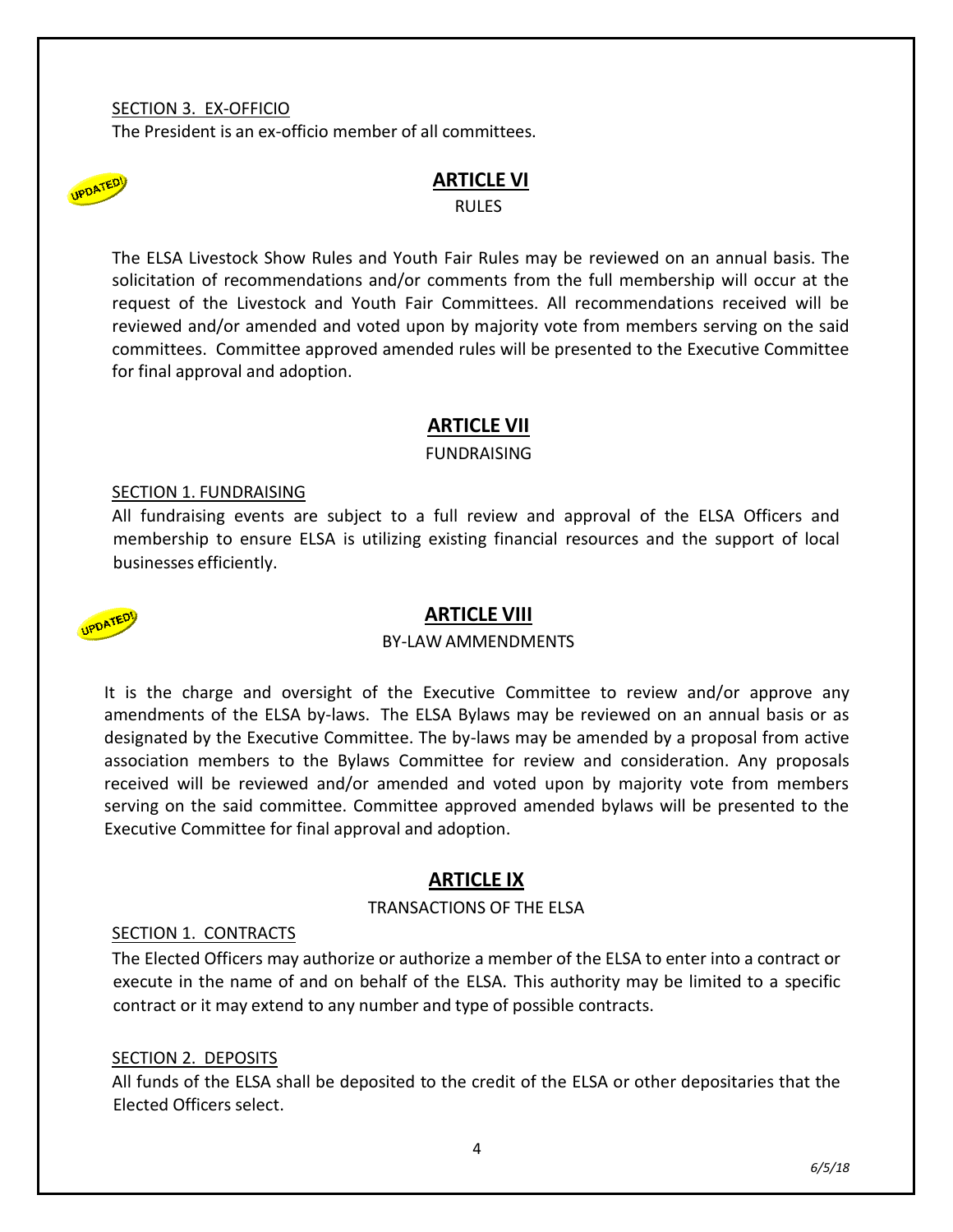SECTION 3. EX-OFFICIO

The President is an ex-officio member of all committees.

UPDATED!

## ARTICLE VI

RULES

The ELSA Livestock Show Rules and Youth Fair Rules may be reviewed on an annual basis. The solicitation of recommendations and/or comments from the full membership will occur at the request of the Livestock and Youth Fair Committees. All recommendations received will be reviewed and/or amended and voted upon by majority vote from members serving on the said committees. Committee approved amended rules will be presented to the Executive Committee for final approval and adoption.

## ARTICLE VII

FUNDRAISING

SECTION 1. FUNDRAISING

All fundraising events are subject to a full review and approval of the ELSA Officers and membership to ensure ELSA is utilizing existing financial resources and the support of local businesses efficiently.

UPDATED!

## ARTICLE VIII

BY-LAW AMMENDMENTS

It is the charge and oversight of the Executive Committee to review and/or approve any amendments of the ELSA by-laws. The ELSA Bylaws may be reviewed on an annual basis or as designated by the Executive Committee. The by-laws may be amended by a proposal from active association members to the Bylaws Committee for review and consideration. Any proposals received will be reviewed and/or amended and voted upon by majority vote from members serving on the said committee. Committee approved amended bylaws will be presented to the Executive Committee for final approval and adoption.

## ARTICLE IX

TRANSACTIONS OF THE ELSA

SECTION 1. CONTRACTS

The Elected Officers may authorize or authorize a member of the ELSA to enter into a contract or execute in the name of and on behalf of the ELSA. This authority may be limited to a specific contract or it may extend to any number and type of possible contracts.

SECTION 2. DEPOSITS

All funds of the ELSA shall be deposited to the credit of the ELSA or other depositaries that the Elected Officers select.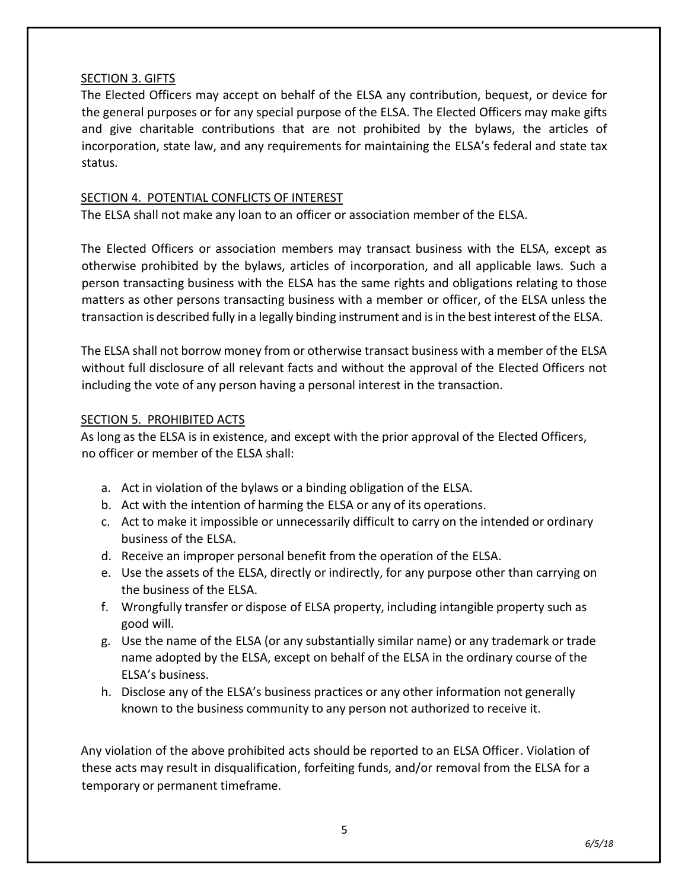## SECTION 3. GIFTS

The Elected Officers may accept on behalf of the ELSA any contribution, bequest, or device for the general purposes or for any special purpose of the ELSA. The Elected Officers may make gifts and give charitable contributions that are not prohibited by the bylaws, the articles of incorporation, state law, and any requirements for maintaining the ELSA's federal and state tax status.

## SECTION 4. POTENTIAL CONFLICTS OF INTEREST

The ELSA shall not make any loan to an officer or association member of the ELSA.

The Elected Officers or association members may transact business with the ELSA, except as otherwise prohibited by the bylaws, articles of incorporation, and all applicable laws. Such a person transacting business with the ELSA has the same rights and obligations relating to those matters as other persons transacting business with a member or officer, of the ELSA unless the transaction is described fully in a legally binding instrument and is in the best interest of the ELSA.

The ELSA shall not borrow money from or otherwise transact business with a member of the ELSA without full disclosure of all relevant facts and without the approval of the Elected Officers not including the vote of any person having a personal interest in the transaction.

## SECTION 5. PROHIBITED ACTS

As long as the ELSA is in existence, and except with the prior approval of the Elected Officers, no officer or member of the ELSA shall:

a. Act in violation of the bylaws or a binding obligation of the ELSA.
b. Act with the intention of harming the ELSA or any of its operations.
c. Act to make it impossible or unnecessarily difficult to carry on the intended or ordinary business of the ELSA.
d. Receive an improper personal benefit from the operation of the ELSA.
e. Use the assets of the ELSA, directly or indirectly, for any purpose other than carrying on the business of the ELSA.
f. Wrongfully transfer or dispose of ELSA property, including intangible property such as good will.
g. Use the name of the ELSA (or any substantially similar name) or any trademark or trade name adopted by the ELSA, except on behalf of the ELSA in the ordinary course of the ELSA's business.
h. Disclose any of the ELSA's business practices or any other information not generally known to the business community to any person not authorized to receive it.

Any violation of the above prohibited acts should be reported to an ELSA Officer. Violation of these acts may result in disqualification, forfeiting funds, and/or removal from the ELSA for a temporary or permanent timeframe.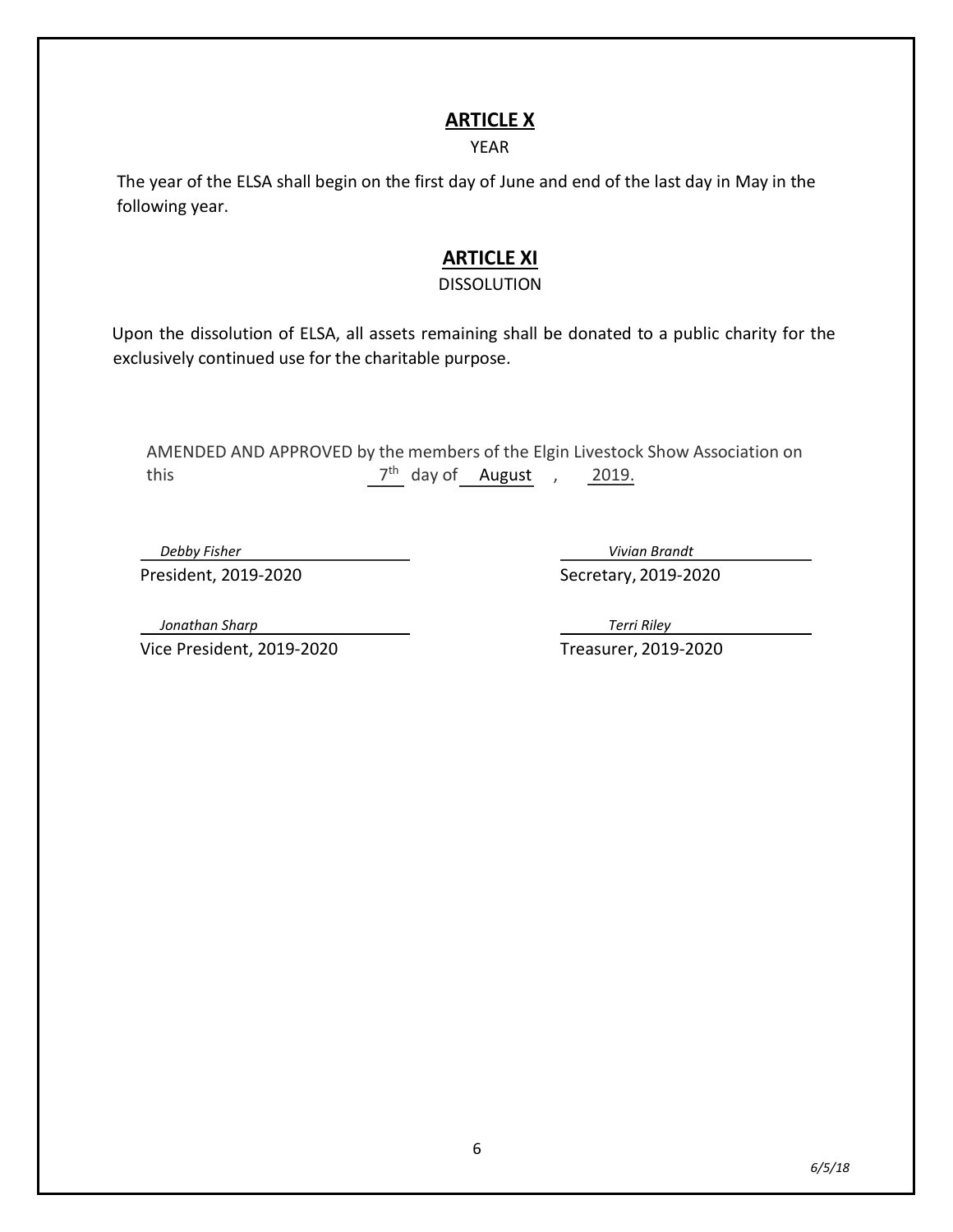## ARTICLE X

YEAR

The year of the ELSA shall begin on the first day of June and end of the last day in May in the following year.

## ARTICLE XI

DISSOLUTION

Upon the dissolution of ELSA, all assets remaining shall be donated to a public charity for the exclusively continued use for the charitable purpose.

AMENDED AND APPROVED by the members of the Elgin Livestock Show Association on this 7th day of August, 2019.

*Debby Fisher*
President, 2019-2020

*Vivian Brandt*
Secretary, 2019-2020

*Jonathan Sharp*
Vice President, 2019-2020

*Terri Riley*
Treasurer, 2019-2020

*6/5/18*